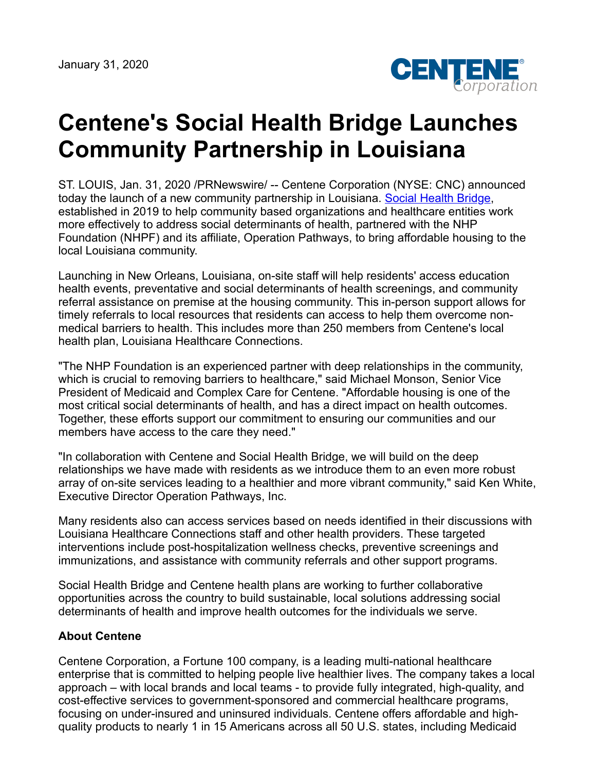January 31, 2020

# Centene's Social Health Bridge Launches Community Partnership in Louisiana

ST. LOUIS, Jan. 31, 2020 /PRNewswire/ -- Centene Corporation (NYSE: CNC) announced today the launch of a new community partnership in Louisiana. Social Health Bridge, established in 2019 to help community based organizations and healthcare entities work more effectively to address social determinants of health, partnered with the NHP Foundation (NHPF) and its affiliate, Operation Pathways, to bring affordable housing to the local Louisiana community.

Launching in New Orleans, Louisiana, on-site staff will help residents' access education health events, preventative and social determinants of health screenings, and community referral assistance on premise at the housing community. This in-person support allows for timely referrals to local resources that residents can access to help them overcome non-medical barriers to health. This includes more than 250 members from Centene's local health plan, Louisiana Healthcare Connections.

"The NHP Foundation is an experienced partner with deep relationships in the community, which is crucial to removing barriers to healthcare," said Michael Monson, Senior Vice President of Medicaid and Complex Care for Centene. "Affordable housing is one of the most critical social determinants of health, and has a direct impact on health outcomes. Together, these efforts support our commitment to ensuring our communities and our members have access to the care they need."

"In collaboration with Centene and Social Health Bridge, we will build on the deep relationships we have made with residents as we introduce them to an even more robust array of on-site services leading to a healthier and more vibrant community," said Ken White, Executive Director Operation Pathways, Inc.

Many residents also can access services based on needs identified in their discussions with Louisiana Healthcare Connections staff and other health providers. These targeted interventions include post-hospitalization wellness checks, preventive screenings and immunizations, and assistance with community referrals and other support programs.

Social Health Bridge and Centene health plans are working to further collaborative opportunities across the country to build sustainable, local solutions addressing social determinants of health and improve health outcomes for the individuals we serve.

**About Centene**

Centene Corporation, a Fortune 100 company, is a leading multi-national healthcare enterprise that is committed to helping people live healthier lives. The company takes a local approach – with local brands and local teams - to provide fully integrated, high-quality, and cost-effective services to government-sponsored and commercial healthcare programs, focusing on under-insured and uninsured individuals. Centene offers affordable and high-quality products to nearly 1 in 15 Americans across all 50 U.S. states, including Medicaid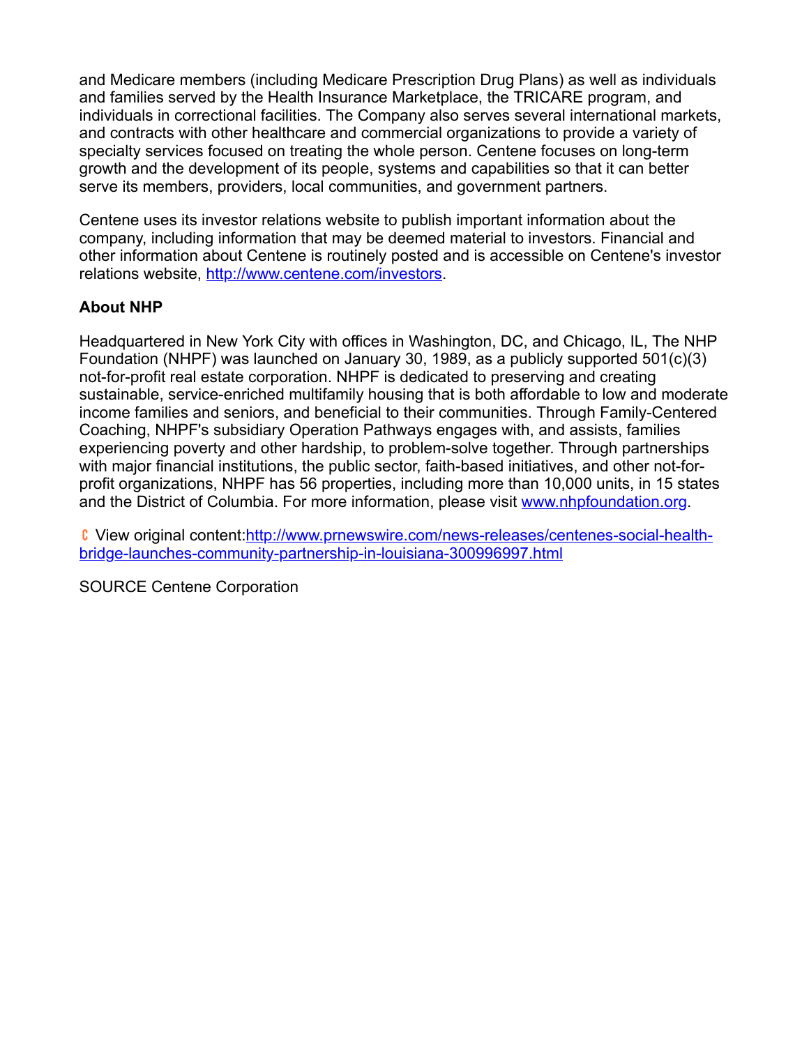and Medicare members (including Medicare Prescription Drug Plans) as well as individuals and families served by the Health Insurance Marketplace, the TRICARE program, and individuals in correctional facilities. The Company also serves several international markets, and contracts with other healthcare and commercial organizations to provide a variety of specialty services focused on treating the whole person. Centene focuses on long-term growth and the development of its people, systems and capabilities so that it can better serve its members, providers, local communities, and government partners.

Centene uses its investor relations website to publish important information about the company, including information that may be deemed material to investors. Financial and other information about Centene is routinely posted and is accessible on Centene's investor relations website, [http://www.centene.com/investors](http://www.centene.com/investors).

**About NHP**

Headquartered in New York City with offices in Washington, DC, and Chicago, IL, The NHP Foundation (NHPF) was launched on January 30, 1989, as a publicly supported 501(c)(3) not-for-profit real estate corporation. NHPF is dedicated to preserving and creating sustainable, service-enriched multifamily housing that is both affordable to low and moderate income families and seniors, and beneficial to their communities. Through Family-Centered Coaching, NHPF's subsidiary Operation Pathways engages with, and assists, families experiencing poverty and other hardship, to problem-solve together. Through partnerships with major financial institutions, the public sector, faith-based initiatives, and other not-for-profit organizations, NHPF has 56 properties, including more than 10,000 units, in 15 states and the District of Columbia. For more information, please visit [www.nhpfoundation.org](http://www.nhpfoundation.org).

View original content:[http://www.prnewswire.com/news-releases/centenes-social-health-bridge-launches-community-partnership-in-louisiana-300996997.html](http://www.prnewswire.com/news-releases/centenes-social-health-bridge-launches-community-partnership-in-louisiana-300996997.html)

SOURCE Centene Corporation